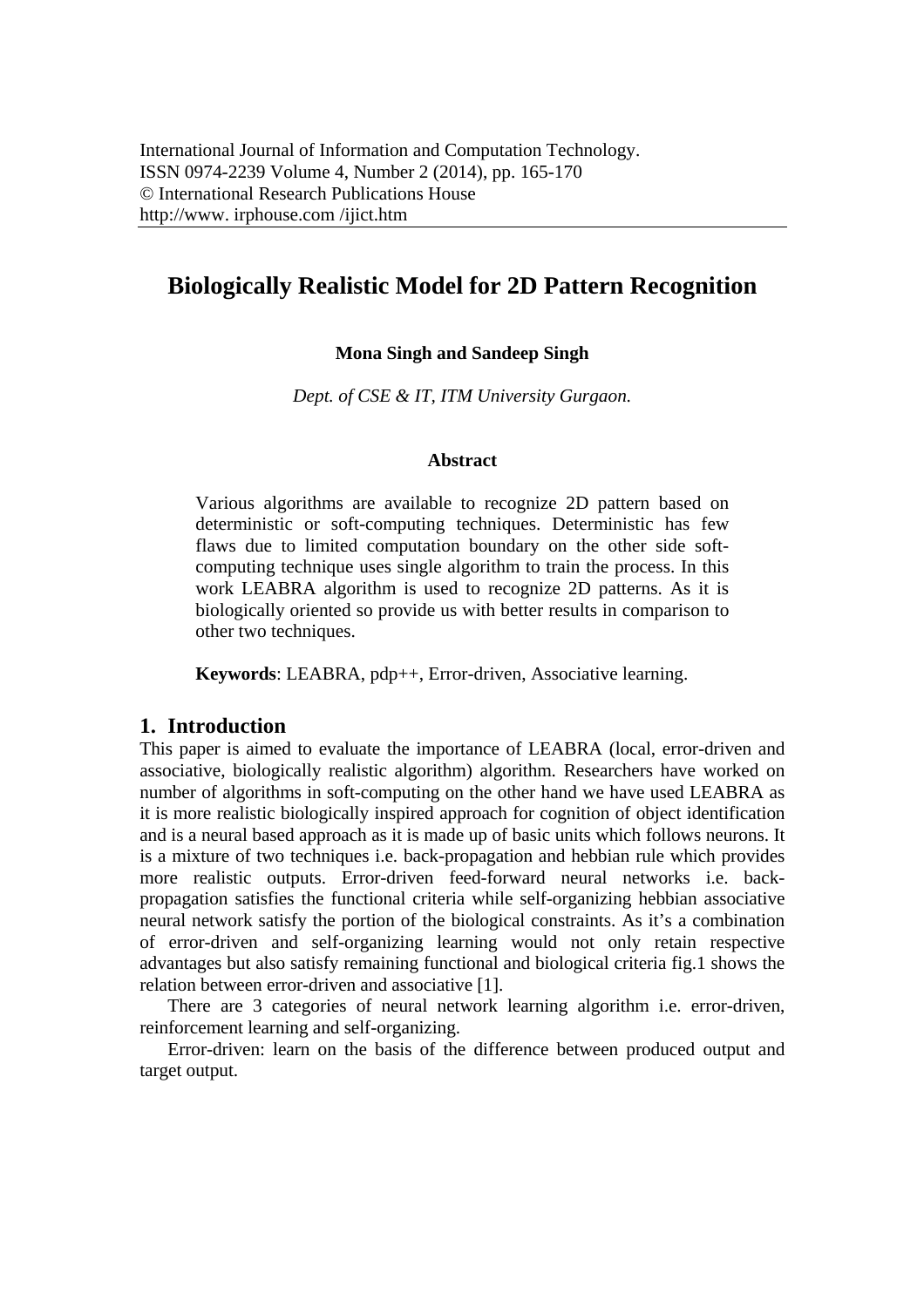International Journal of Information and Computation Technology.
ISSN 0974-2239 Volume 4, Number 2 (2014), pp. 165-170
© International Research Publications House
http://www. irphouse.com /ijict.htm

# Biologically Realistic Model for 2D Pattern Recognition

**Mona Singh and Sandeep Singh**

*Dept. of CSE & IT, ITM University Gurgaon.*

### Abstract

Various algorithms are available to recognize 2D pattern based on deterministic or soft-computing techniques. Deterministic has few flaws due to limited computation boundary on the other side soft-computing technique uses single algorithm to train the process. In this work LEABRA algorithm is used to recognize 2D patterns. As it is biologically oriented so provide us with better results in comparison to other two techniques.

**Keywords**: LEABRA, pdp++, Error-driven, Associative learning.

## 1. Introduction

This paper is aimed to evaluate the importance of LEABRA (local, error-driven and associative, biologically realistic algorithm) algorithm. Researchers have worked on number of algorithms in soft-computing on the other hand we have used LEABRA as it is more realistic biologically inspired approach for cognition of object identification and is a neural based approach as it is made up of basic units which follows neurons. It is a mixture of two techniques i.e. back-propagation and hebbian rule which provides more realistic outputs. Error-driven feed-forward neural networks i.e. back-propagation satisfies the functional criteria while self-organizing hebbian associative neural network satisfy the portion of the biological constraints. As it's a combination of error-driven and self-organizing learning would not only retain respective advantages but also satisfy remaining functional and biological criteria fig.1 shows the relation between error-driven and associative [1].

There are 3 categories of neural network learning algorithm i.e. error-driven, reinforcement learning and self-organizing.

Error-driven: learn on the basis of the difference between produced output and target output.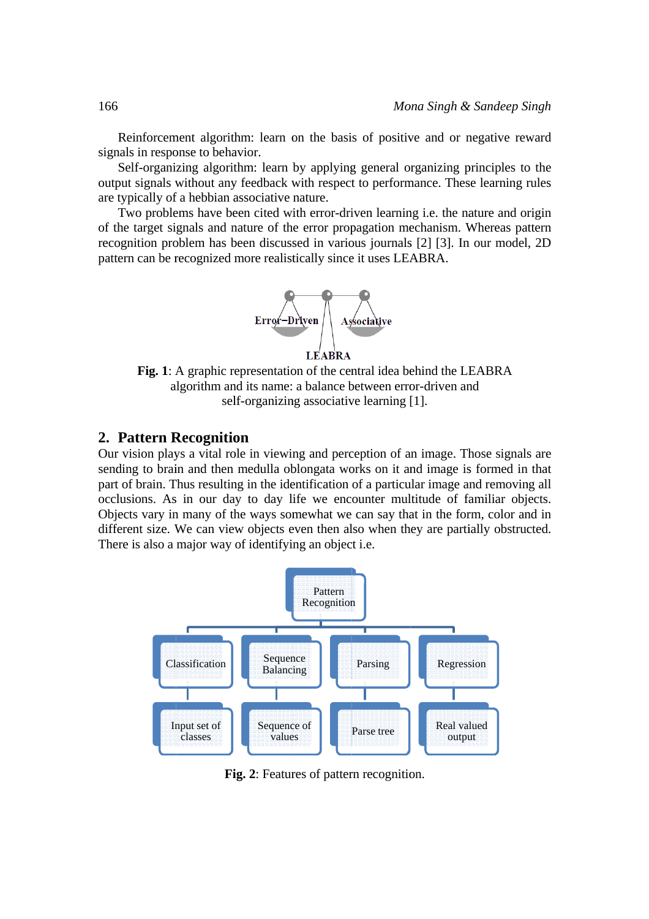Reinforcement algorithm: learn on the basis of positive and or negative reward signals in response to behavior.

Self-organizing algorithm: learn by applying general organizing principles to the output signals without any feedback with respect to performance. These learning rules are typically of a hebbian associative nature.

Two problems have been cited with error-driven learning i.e. the nature and origin of the target signals and nature of the error propagation mechanism. Whereas pattern recognition problem has been discussed in various journals [2] [3]. In our model, 2D pattern can be recognized more realistically since it uses LEABRA.

**Fig. 1**: A graphic representation of the central idea behind the LEABRA algorithm and its name: a balance between error-driven and self-organizing associative learning [1].

## 2. Pattern Recognition

Our vision plays a vital role in viewing and perception of an image. Those signals are sending to brain and then medulla oblongata works on it and image is formed in that part of brain. Thus resulting in the identification of a particular image and removing all occlusions. As in our day to day life we encounter multitude of familiar objects. Objects vary in many of the ways somewhat we can say that in the form, color and in different size. We can view objects even then also when they are partially obstructed. There is also a major way of identifying an object i.e.

**Fig. 2**: Features of pattern recognition.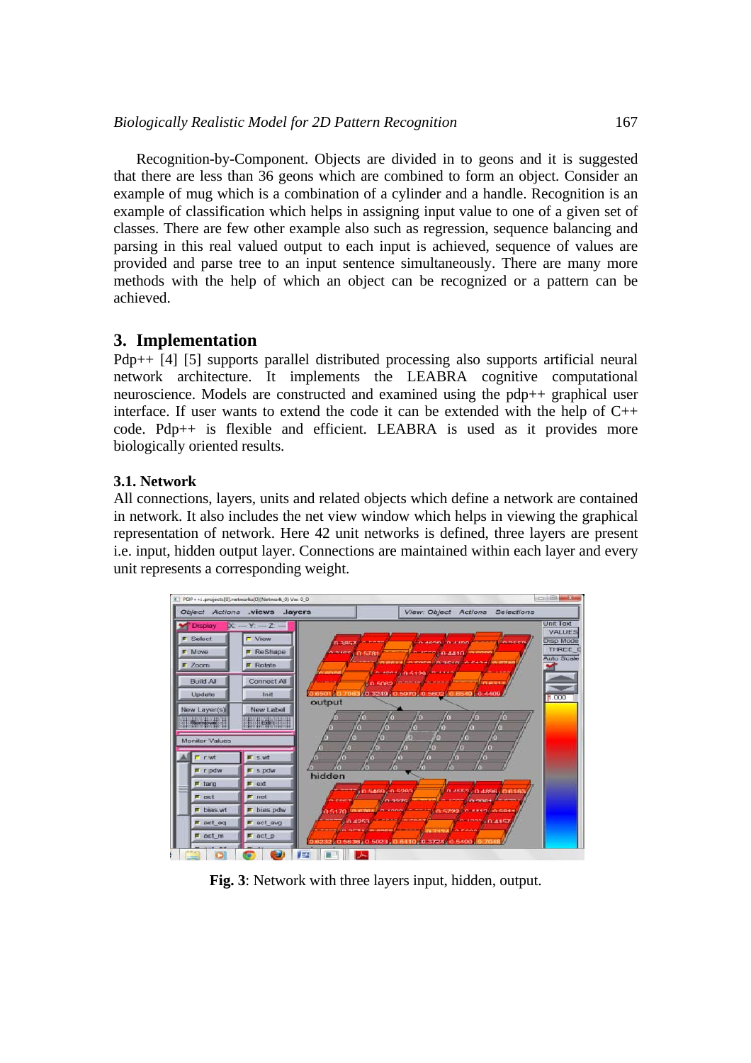Recognition-by-Component. Objects are divided in to geons and it is suggested that there are less than 36 geons which are combined to form an object. Consider an example of mug which is a combination of a cylinder and a handle. Recognition is an example of classification which helps in assigning input value to one of a given set of classes. There are few other example also such as regression, sequence balancing and parsing in this real valued output to each input is achieved, sequence of values are provided and parse tree to an input sentence simultaneously. There are many more methods with the help of which an object can be recognized or a pattern can be achieved.

## 3. Implementation

Pdp++ [4] [5] supports parallel distributed processing also supports artificial neural network architecture. It implements the LEABRA cognitive computational neuroscience. Models are constructed and examined using the pdp++ graphical user interface. If user wants to extend the code it can be extended with the help of C++ code. Pdp++ is flexible and efficient. LEABRA is used as it provides more biologically oriented results.

### 3.1. Network

All connections, layers, units and related objects which define a network are contained in network. It also includes the net view window which helps in viewing the graphical representation of network. Here 42 unit networks is defined, three layers are present i.e. input, hidden output layer. Connections are maintained within each layer and every unit represents a corresponding weight.

**Fig. 3**: Network with three layers input, hidden, output.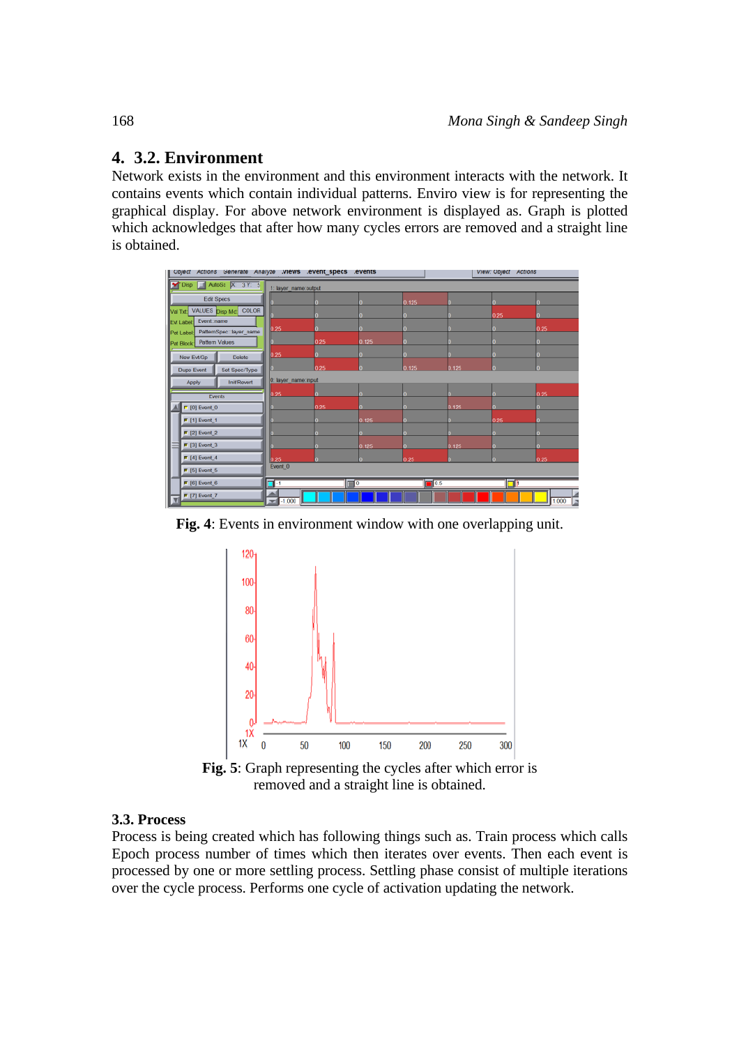## 4. 3.2. Environment

Network exists in the environment and this environment interacts with the network. It contains events which contain individual patterns. Enviro view is for representing the graphical display. For above network environment is displayed as. Graph is plotted which acknowledges that after how many cycles errors are removed and a straight line is obtained.

**Fig. 4**: Events in environment window with one overlapping unit.

**Fig. 5**: Graph representing the cycles after which error is removed and a straight line is obtained.

### 3.3. Process

Process is being created which has following things such as. Train process which calls Epoch process number of times which then iterates over events. Then each event is processed by one or more settling process. Settling phase consist of multiple iterations over the cycle process. Performs one cycle of activation updating the network.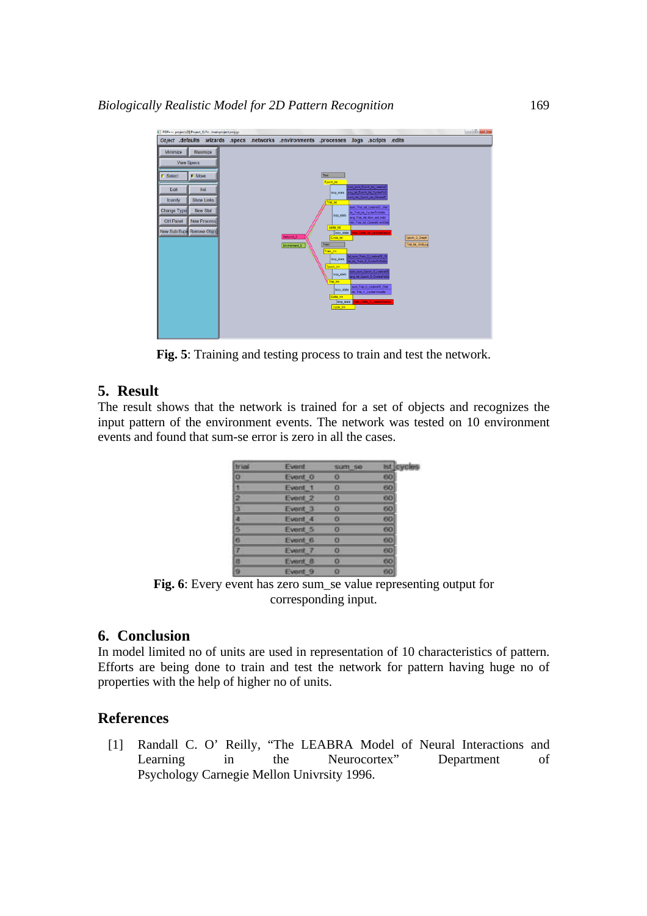**Fig. 5**: Training and testing process to train and test the network.

## 5. Result

The result shows that the network is trained for a set of objects and recognizes the input pattern of the environment events. The network was tested on 10 environment events and found that sum-se error is zero in all the cases.

| trial | Event | sum_se | lst cycles |
|---|---|---|---|
| 0 | Event_0 | 0 | 60 |
| 1 | Event_1 | 0 | 60 |
| 2 | Event_2 | 0 | 60 |
| 3 | Event_3 | 0 | 60 |
| 4 | Event_4 | 0 | 60 |
| 5 | Event_5 | 0 | 60 |
| 6 | Event_6 | 0 | 60 |
| 7 | Event_7 | 0 | 60 |
| 8 | Event_8 | 0 | 60 |
| 9 | Event_9 | 0 | 60 |

**Fig. 6**: Every event has zero sum_se value representing output for corresponding input.

## 6. Conclusion

In model limited no of units are used in representation of 10 characteristics of pattern. Efforts are being done to train and test the network for pattern having huge no of properties with the help of higher no of units.

## References

[1] Randall C. O' Reilly, "The LEABRA Model of Neural Interactions and Learning in the Neurocortex" Department of Psychology Carnegie Mellon Univrsity 1996.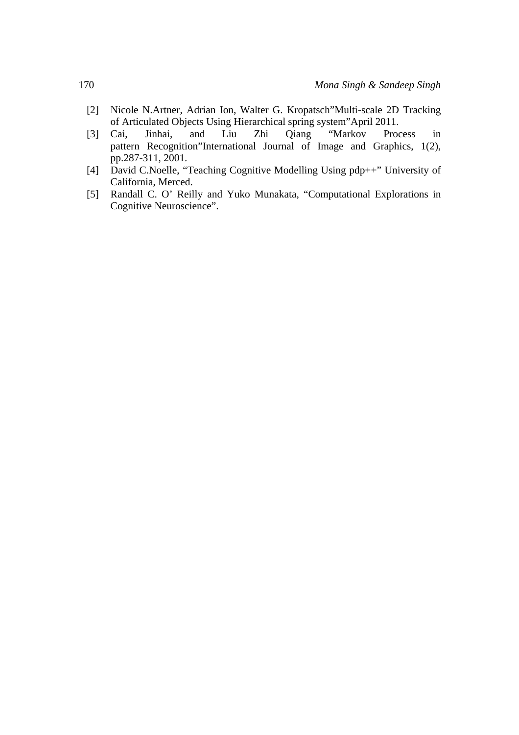[2] Nicole N.Artner, Adrian Ion, Walter G. Kropatsch"Multi-scale 2D Tracking of Articulated Objects Using Hierarchical spring system"April 2011.

[3] Cai, Jinhai, and Liu Zhi Qiang "Markov Process in pattern Recognition"International Journal of Image and Graphics, 1(2), pp.287-311, 2001.

[4] David C.Noelle, "Teaching Cognitive Modelling Using pdp++" University of California, Merced.

[5] Randall C. O' Reilly and Yuko Munakata, "Computational Explorations in Cognitive Neuroscience".